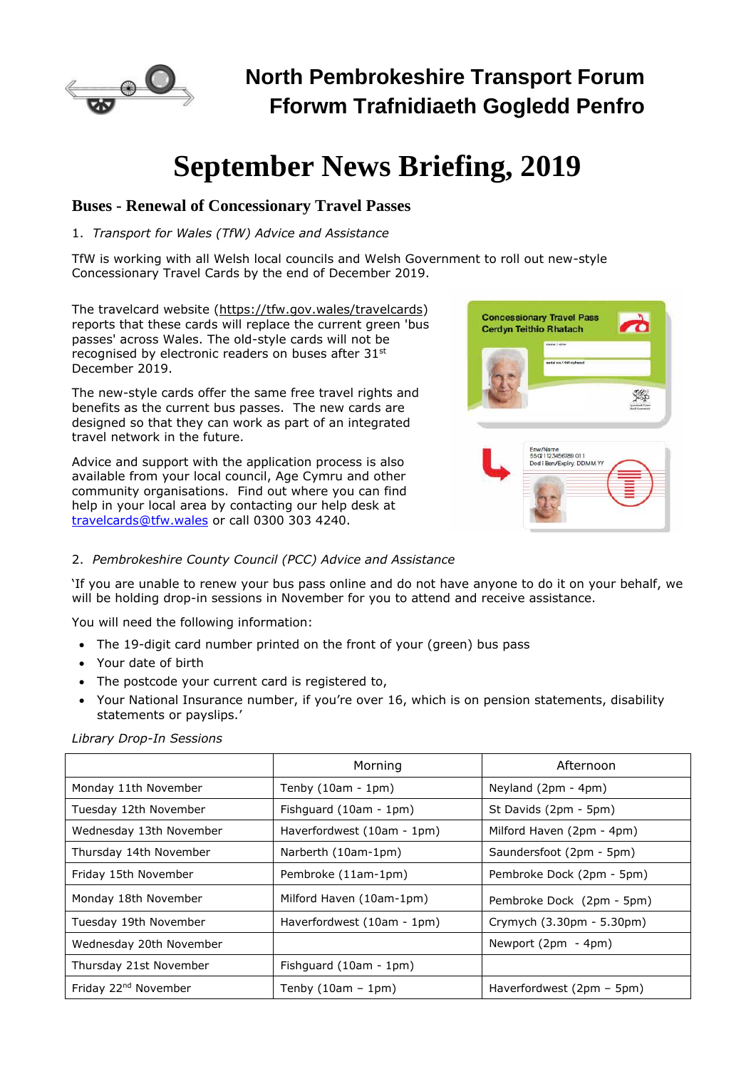# North Pembrokeshire Transport Forum
# Fforwm Trafnidiaeth Gogledd Penfro

# September News Briefing, 2019

## Buses - Renewal of Concessionary Travel Passes

1. *Transport for Wales (TfW) Advice and Assistance*

TfW is working with all Welsh local councils and Welsh Government to roll out new-style Concessionary Travel Cards by the end of December 2019.

The travelcard website (https://tfw.gov.wales/travelcards) reports that these cards will replace the current green 'bus passes' across Wales. The old-style cards will not be recognised by electronic readers on buses after 31st December 2019.

The new-style cards offer the same free travel rights and benefits as the current bus passes. The new cards are designed so that they can work as part of an integrated travel network in the future.

Advice and support with the application process is also available from your local council, Age Cymru and other community organisations. Find out where you can find help in your local area by contacting our help desk at travelcards@tfw.wales or call 0300 303 4240.

2. *Pembrokeshire County Council (PCC) Advice and Assistance*

'If you are unable to renew your bus pass online and do not have anyone to do it on your behalf, we will be holding drop-in sessions in November for you to attend and receive assistance.

You will need the following information:

- The 19-digit card number printed on the front of your (green) bus pass
- Your date of birth
- The postcode your current card is registered to,
- Your National Insurance number, if you're over 16, which is on pension statements, disability statements or payslips.'

*Library Drop-In Sessions*

| | Morning | Afternoon |
|---|---|---|
| Monday 11th November | Tenby (10am - 1pm) | Neyland (2pm - 4pm) |
| Tuesday 12th November | Fishguard (10am - 1pm) | St Davids (2pm - 5pm) |
| Wednesday 13th November | Haverfordwest (10am - 1pm) | Milford Haven (2pm - 4pm) |
| Thursday 14th November | Narberth (10am-1pm) | Saundersfoot (2pm - 5pm) |
| Friday 15th November | Pembroke (11am-1pm) | Pembroke Dock (2pm - 5pm) |
| Monday 18th November | Milford Haven (10am-1pm) | Pembroke Dock (2pm - 5pm) |
| Tuesday 19th November | Haverfordwest (10am - 1pm) | Crymych (3.30pm - 5.30pm) |
| Wednesday 20th November | | Newport (2pm - 4pm) |
| Thursday 21st November | Fishguard (10am - 1pm) | |
| Friday 22nd November | Tenby (10am – 1pm) | Haverfordwest (2pm – 5pm) |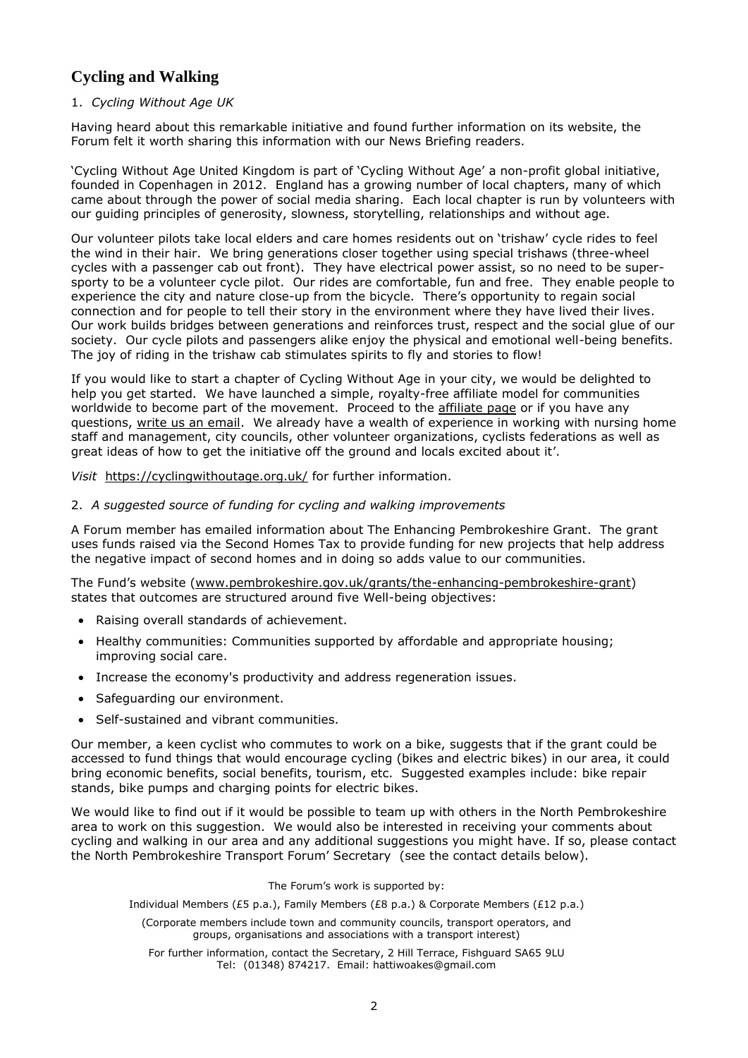## Cycling and Walking

1. *Cycling Without Age UK*

Having heard about this remarkable initiative and found further information on its website, the Forum felt it worth sharing this information with our News Briefing readers.

'Cycling Without Age United Kingdom is part of 'Cycling Without Age' a non-profit global initiative, founded in Copenhagen in 2012. England has a growing number of local chapters, many of which came about through the power of social media sharing. Each local chapter is run by volunteers with our guiding principles of generosity, slowness, storytelling, relationships and without age.

Our volunteer pilots take local elders and care homes residents out on 'trishaw' cycle rides to feel the wind in their hair. We bring generations closer together using special trishaws (three-wheel cycles with a passenger cab out front). They have electrical power assist, so no need to be super-sporty to be a volunteer cycle pilot. Our rides are comfortable, fun and free. They enable people to experience the city and nature close-up from the bicycle. There's opportunity to regain social connection and for people to tell their story in the environment where they have lived their lives. Our work builds bridges between generations and reinforces trust, respect and the social glue of our society. Our cycle pilots and passengers alike enjoy the physical and emotional well-being benefits. The joy of riding in the trishaw cab stimulates spirits to fly and stories to flow!

If you would like to start a chapter of Cycling Without Age in your city, we would be delighted to help you get started. We have launched a simple, royalty-free affiliate model for communities worldwide to become part of the movement. Proceed to the affiliate page or if you have any questions, write us an email. We already have a wealth of experience in working with nursing home staff and management, city councils, other volunteer organizations, cyclists federations as well as great ideas of how to get the initiative off the ground and locals excited about it'.

*Visit* https://cyclingwithoutage.org.uk/ for further information.

2. *A suggested source of funding for cycling and walking improvements*

A Forum member has emailed information about The Enhancing Pembrokeshire Grant. The grant uses funds raised via the Second Homes Tax to provide funding for new projects that help address the negative impact of second homes and in doing so adds value to our communities.

The Fund's website (www.pembrokeshire.gov.uk/grants/the-enhancing-pembrokeshire-grant) states that outcomes are structured around five Well-being objectives:

- Raising overall standards of achievement.
- Healthy communities: Communities supported by affordable and appropriate housing; improving social care.
- Increase the economy's productivity and address regeneration issues.
- Safeguarding our environment.
- Self-sustained and vibrant communities.

Our member, a keen cyclist who commutes to work on a bike, suggests that if the grant could be accessed to fund things that would encourage cycling (bikes and electric bikes) in our area, it could bring economic benefits, social benefits, tourism, etc. Suggested examples include: bike repair stands, bike pumps and charging points for electric bikes.

We would like to find out if it would be possible to team up with others in the North Pembrokeshire area to work on this suggestion. We would also be interested in receiving your comments about cycling and walking in our area and any additional suggestions you might have. If so, please contact the North Pembrokeshire Transport Forum' Secretary (see the contact details below).

The Forum's work is supported by:

Individual Members (£5 p.a.), Family Members (£8 p.a.) & Corporate Members (£12 p.a.)

(Corporate members include town and community councils, transport operators, and groups, organisations and associations with a transport interest)

For further information, contact the Secretary, 2 Hill Terrace, Fishguard SA65 9LU
Tel: (01348) 874217. Email: hattiwoakes@gmail.com